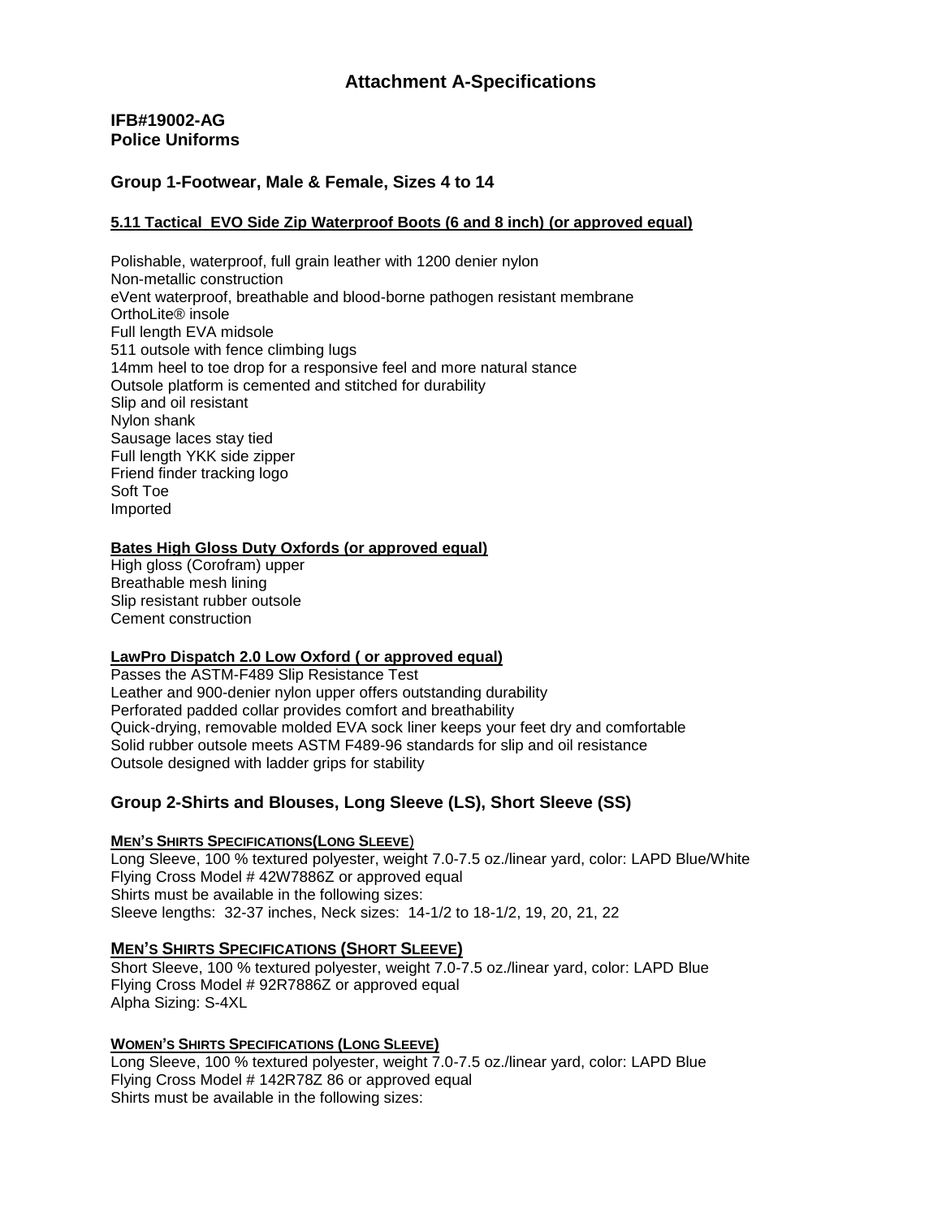# Attachment A-Specifications

## IFB#19002-AG
## Police Uniforms

## Group 1-Footwear, Male & Female, Sizes 4 to 14

**5.11 Tactical EVO Side Zip Waterproof Boots (6 and 8 inch) (or approved equal)**

Polishable, waterproof, full grain leather with 1200 denier nylon
Non-metallic construction
eVent waterproof, breathable and blood-borne pathogen resistant membrane
OrthoLite® insole
Full length EVA midsole
511 outsole with fence climbing lugs
14mm heel to toe drop for a responsive feel and more natural stance
Outsole platform is cemented and stitched for durability
Slip and oil resistant
Nylon shank
Sausage laces stay tied
Full length YKK side zipper
Friend finder tracking logo
Soft Toe
Imported

**Bates High Gloss Duty Oxfords (or approved equal)**
High gloss (Corofram) upper
Breathable mesh lining
Slip resistant rubber outsole
Cement construction

**LawPro Dispatch 2.0 Low Oxford ( or approved equal)**
Passes the ASTM-F489 Slip Resistance Test
Leather and 900-denier nylon upper offers outstanding durability
Perforated padded collar provides comfort and breathability
Quick-drying, removable molded EVA sock liner keeps your feet dry and comfortable
Solid rubber outsole meets ASTM F489-96 standards for slip and oil resistance
Outsole designed with ladder grips for stability

## Group 2-Shirts and Blouses, Long Sleeve (LS), Short Sleeve (SS)

**MEN'S SHIRTS SPECIFICATIONS(LONG SLEEVE)**
Long Sleeve, 100 % textured polyester, weight 7.0-7.5 oz./linear yard, color: LAPD Blue/White
Flying Cross Model # 42W7886Z or approved equal
Shirts must be available in the following sizes:
Sleeve lengths: 32-37 inches, Neck sizes: 14-1/2 to 18-1/2, 19, 20, 21, 22

**MEN'S SHIRTS SPECIFICATIONS (SHORT SLEEVE)**
Short Sleeve, 100 % textured polyester, weight 7.0-7.5 oz./linear yard, color: LAPD Blue
Flying Cross Model # 92R7886Z or approved equal
Alpha Sizing: S-4XL

**WOMEN'S SHIRTS SPECIFICATIONS (LONG SLEEVE)**
Long Sleeve, 100 % textured polyester, weight 7.0-7.5 oz./linear yard, color: LAPD Blue
Flying Cross Model # 142R78Z 86 or approved equal
Shirts must be available in the following sizes: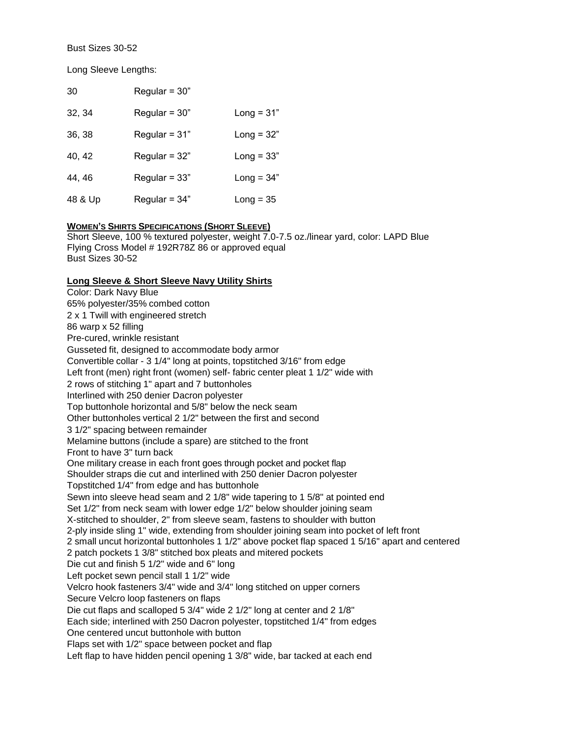Bust Sizes 30-52

Long Sleeve Lengths:

| | | |
|---|---|---|
| 30 | Regular = 30” | |
| 32, 34 | Regular = 30” | Long = 31” |
| 36, 38 | Regular = 31” | Long = 32” |
| 40, 42 | Regular = 32” | Long = 33” |
| 44, 46 | Regular = 33” | Long = 34” |
| 48 & Up | Regular = 34” | Long = 35 |

**WOMEN’S SHIRTS SPECIFICATIONS (SHORT SLEEVE)**

Short Sleeve, 100 % textured polyester, weight 7.0-7.5 oz./linear yard, color: LAPD Blue
Flying Cross Model # 192R78Z 86 or approved equal
Bust Sizes 30-52

**Long Sleeve & Short Sleeve Navy Utility Shirts**

Color: Dark Navy Blue
65% polyester/35% combed cotton
2 x 1 Twill with engineered stretch
86 warp x 52 filling
Pre-cured, wrinkle resistant
Gusseted fit, designed to accommodate body armor
Convertible collar - 3 1/4" long at points, topstitched 3/16" from edge
Left front (men) right front (women) self- fabric center pleat 1 1/2" wide with
2 rows of stitching 1" apart and 7 buttonholes
Interlined with 250 denier Dacron polyester
Top buttonhole horizontal and 5/8" below the neck seam
Other buttonholes vertical 2 1/2" between the first and second
3 1/2" spacing between remainder
Melamine buttons (include a spare) are stitched to the front
Front to have 3" turn back
One military crease in each front goes through pocket and pocket flap
Shoulder straps die cut and interlined with 250 denier Dacron polyester
Topstitched 1/4" from edge and has buttonhole
Sewn into sleeve head seam and 2 1/8" wide tapering to 1 5/8" at pointed end
Set 1/2" from neck seam with lower edge 1/2" below shoulder joining seam
X-stitched to shoulder, 2" from sleeve seam, fastens to shoulder with button
2-ply inside sling 1" wide, extending from shoulder joining seam into pocket of left front
2 small uncut horizontal buttonholes 1 1/2" above pocket flap spaced 1 5/16" apart and centered
2 patch pockets 1 3/8" stitched box pleats and mitered pockets
Die cut and finish 5 1/2" wide and 6" long
Left pocket sewn pencil stall 1 1/2" wide
Velcro hook fasteners 3/4" wide and 3/4" long stitched on upper corners
Secure Velcro loop fasteners on flaps
Die cut flaps and scalloped 5 3/4" wide 2 1/2" long at center and 2 1/8"
Each side; interlined with 250 Dacron polyester, topstitched 1/4" from edges
One centered uncut buttonhole with button
Flaps set with 1/2" space between pocket and flap
Left flap to have hidden pencil opening 1 3/8" wide, bar tacked at each end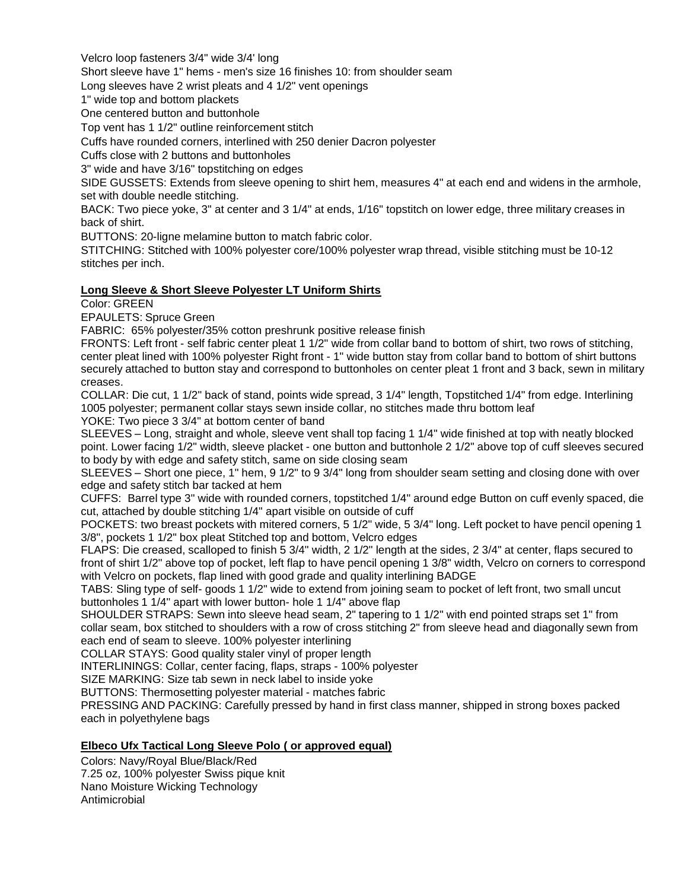Velcro loop fasteners 3/4" wide 3/4' long

Short sleeve have 1" hems - men's size 16 finishes 10: from shoulder seam

Long sleeves have 2 wrist pleats and 4 1/2" vent openings

1" wide top and bottom plackets

One centered button and buttonhole

Top vent has 1 1/2" outline reinforcement stitch

Cuffs have rounded corners, interlined with 250 denier Dacron polyester

Cuffs close with 2 buttons and buttonholes

3" wide and have 3/16" topstitching on edges

SIDE GUSSETS: Extends from sleeve opening to shirt hem, measures 4" at each end and widens in the armhole, set with double needle stitching.

BACK: Two piece yoke, 3" at center and 3 1/4" at ends, 1/16" topstitch on lower edge, three military creases in back of shirt.

BUTTONS: 20-ligne melamine button to match fabric color.

STITCHING: Stitched with 100% polyester core/100% polyester wrap thread, visible stitching must be 10-12 stitches per inch.

**Long Sleeve & Short Sleeve Polyester LT Uniform Shirts**

Color: GREEN

EPAULETS: Spruce Green

FABRIC: 65% polyester/35% cotton preshrunk positive release finish

FRONTS: Left front - self fabric center pleat 1 1/2" wide from collar band to bottom of shirt, two rows of stitching, center pleat lined with 100% polyester Right front - 1" wide button stay from collar band to bottom of shirt buttons securely attached to button stay and correspond to buttonholes on center pleat 1 front and 3 back, sewn in military creases.

COLLAR: Die cut, 1 1/2" back of stand, points wide spread, 3 1/4" length, Topstitched 1/4" from edge. Interlining 1005 polyester; permanent collar stays sewn inside collar, no stitches made thru bottom leaf

YOKE: Two piece 3 3/4" at bottom center of band

SLEEVES – Long, straight and whole, sleeve vent shall top facing 1 1/4" wide finished at top with neatly blocked point. Lower facing 1/2" width, sleeve placket - one button and buttonhole 2 1/2" above top of cuff sleeves secured to body by with edge and safety stitch, same on side closing seam

SLEEVES – Short one piece, 1" hem, 9 1/2" to 9 3/4" long from shoulder seam setting and closing done with over edge and safety stitch bar tacked at hem

CUFFS: Barrel type 3" wide with rounded corners, topstitched 1/4" around edge Button on cuff evenly spaced, die cut, attached by double stitching 1/4" apart visible on outside of cuff

POCKETS: two breast pockets with mitered corners, 5 1/2" wide, 5 3/4" long. Left pocket to have pencil opening 1 3/8", pockets 1 1/2" box pleat Stitched top and bottom, Velcro edges

FLAPS: Die creased, scalloped to finish 5 3/4" width, 2 1/2" length at the sides, 2 3/4" at center, flaps secured to front of shirt 1/2" above top of pocket, left flap to have pencil opening 1 3/8" width, Velcro on corners to correspond with Velcro on pockets, flap lined with good grade and quality interlining BADGE

TABS: Sling type of self- goods 1 1/2" wide to extend from joining seam to pocket of left front, two small uncut buttonholes 1 1/4" apart with lower button- hole 1 1/4" above flap

SHOULDER STRAPS: Sewn into sleeve head seam, 2" tapering to 1 1/2" with end pointed straps set 1" from collar seam, box stitched to shoulders with a row of cross stitching 2" from sleeve head and diagonally sewn from each end of seam to sleeve. 100% polyester interlining

COLLAR STAYS: Good quality staler vinyl of proper length

INTERLININGS: Collar, center facing, flaps, straps - 100% polyester

SIZE MARKING: Size tab sewn in neck label to inside yoke

BUTTONS: Thermosetting polyester material - matches fabric

PRESSING AND PACKING: Carefully pressed by hand in first class manner, shipped in strong boxes packed each in polyethylene bags

**Elbeco Ufx Tactical Long Sleeve Polo ( or approved equal)**

Colors: Navy/Royal Blue/Black/Red

7.25 oz, 100% polyester Swiss pique knit

Nano Moisture Wicking Technology

Antimicrobial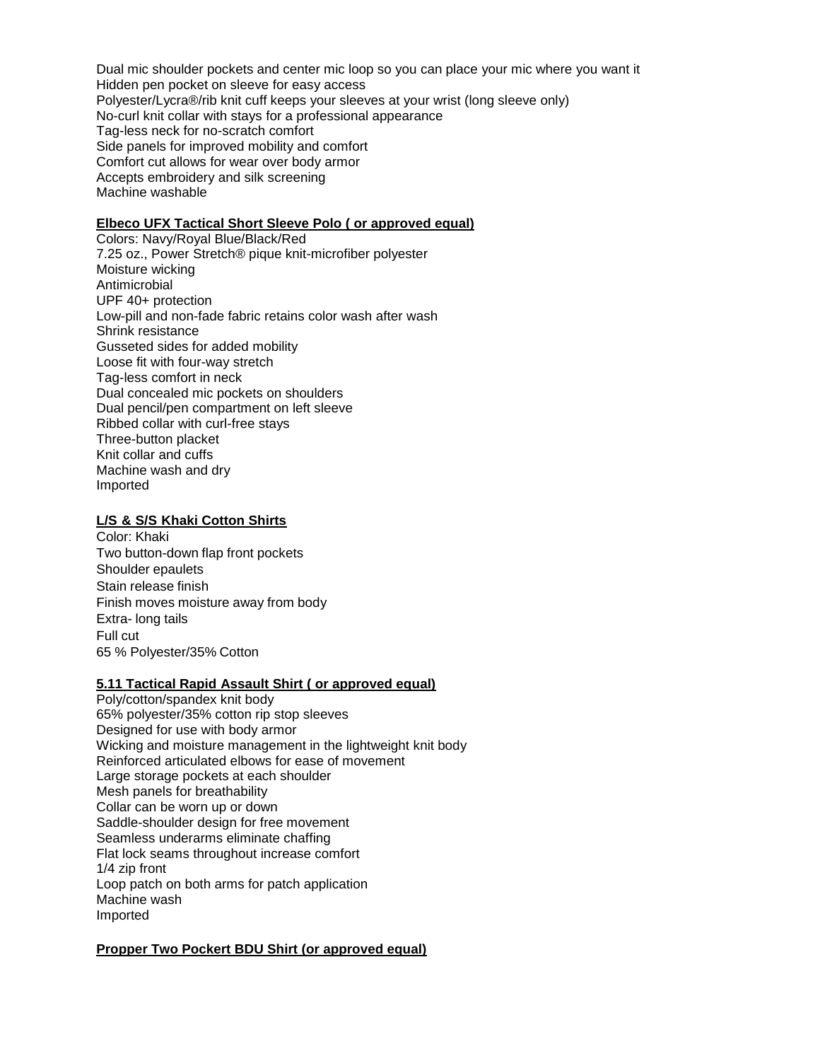Dual mic shoulder pockets and center mic loop so you can place your mic where you want it
Hidden pen pocket on sleeve for easy access
Polyester/Lycra®/rib knit cuff keeps your sleeves at your wrist (long sleeve only)
No-curl knit collar with stays for a professional appearance
Tag-less neck for no-scratch comfort
Side panels for improved mobility and comfort
Comfort cut allows for wear over body armor
Accepts embroidery and silk screening
Machine washable

**Elbeco UFX Tactical Short Sleeve Polo ( or approved equal)**

Colors: Navy/Royal Blue/Black/Red
7.25 oz., Power Stretch® pique knit-microfiber polyester
Moisture wicking
Antimicrobial
UPF 40+ protection
Low-pill and non-fade fabric retains color wash after wash
Shrink resistance
Gusseted sides for added mobility
Loose fit with four-way stretch
Tag-less comfort in neck
Dual concealed mic pockets on shoulders
Dual pencil/pen compartment on left sleeve
Ribbed collar with curl-free stays
Three-button placket
Knit collar and cuffs
Machine wash and dry
Imported

**L/S & S/S Khaki Cotton Shirts**

Color: Khaki
Two button-down flap front pockets
Shoulder epaulets
Stain release finish
Finish moves moisture away from body
Extra- long tails
Full cut
65 % Polyester/35% Cotton

**5.11 Tactical Rapid Assault Shirt ( or approved equal)**

Poly/cotton/spandex knit body
65% polyester/35% cotton rip stop sleeves
Designed for use with body armor
Wicking and moisture management in the lightweight knit body
Reinforced articulated elbows for ease of movement
Large storage pockets at each shoulder
Mesh panels for breathability
Collar can be worn up or down
Saddle-shoulder design for free movement
Seamless underarms eliminate chaffing
Flat lock seams throughout increase comfort
1/4 zip front
Loop patch on both arms for patch application
Machine wash
Imported

**Propper Two Pockert BDU Shirt (or approved equal)**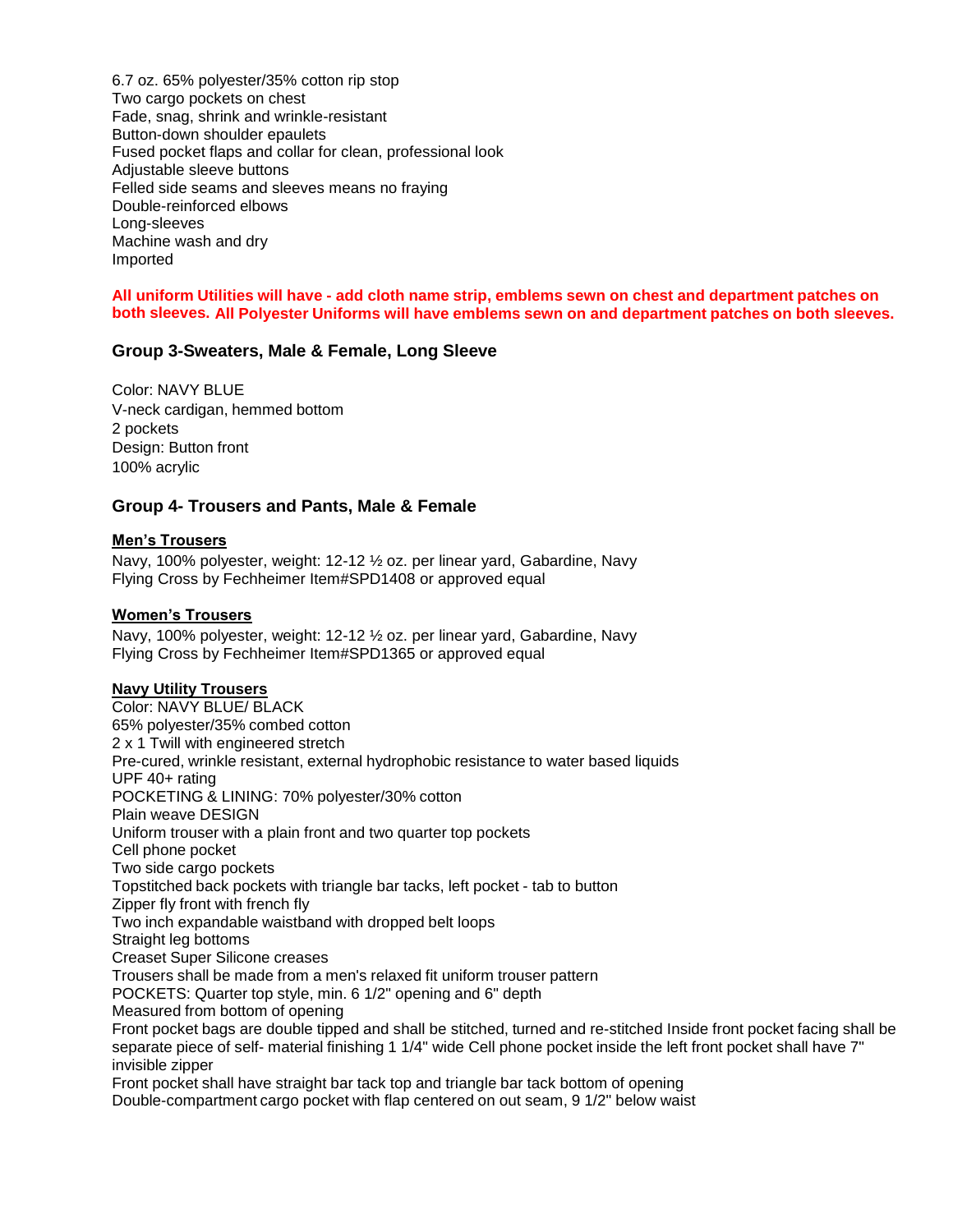6.7 oz. 65% polyester/35% cotton rip stop
Two cargo pockets on chest
Fade, snag, shrink and wrinkle-resistant
Button-down shoulder epaulets
Fused pocket flaps and collar for clean, professional look
Adjustable sleeve buttons
Felled side seams and sleeves means no fraying
Double-reinforced elbows
Long-sleeves
Machine wash and dry
Imported

**All uniform Utilities will have - add cloth name strip, emblems sewn on chest and department patches on both sleeves. All Polyester Uniforms will have emblems sewn on and department patches on both sleeves.**

### Group 3-Sweaters, Male & Female, Long Sleeve

Color: NAVY BLUE
V-neck cardigan, hemmed bottom
2 pockets
Design: Button front
100% acrylic

### Group 4- Trousers and Pants, Male & Female

**Men's Trousers**

Navy, 100% polyester, weight: 12-12 ½ oz. per linear yard, Gabardine, Navy
Flying Cross by Fechheimer Item#SPD1408 or approved equal

**Women's Trousers**

Navy, 100% polyester, weight: 12-12 ½ oz. per linear yard, Gabardine, Navy
Flying Cross by Fechheimer Item#SPD1365 or approved equal

**Navy Utility Trousers**

Color: NAVY BLUE/ BLACK
65% polyester/35% combed cotton
2 x 1 Twill with engineered stretch
Pre-cured, wrinkle resistant, external hydrophobic resistance to water based liquids
UPF 40+ rating
POCKETING & LINING: 70% polyester/30% cotton
Plain weave DESIGN
Uniform trouser with a plain front and two quarter top pockets
Cell phone pocket
Two side cargo pockets
Topstitched back pockets with triangle bar tacks, left pocket - tab to button
Zipper fly front with french fly
Two inch expandable waistband with dropped belt loops
Straight leg bottoms
Creaset Super Silicone creases
Trousers shall be made from a men's relaxed fit uniform trouser pattern
POCKETS: Quarter top style, min. 6 1/2" opening and 6" depth
Measured from bottom of opening
Front pocket bags are double tipped and shall be stitched, turned and re-stitched Inside front pocket facing shall be separate piece of self- material finishing 1 1/4" wide Cell phone pocket inside the left front pocket shall have 7" invisible zipper
Front pocket shall have straight bar tack top and triangle bar tack bottom of opening
Double-compartment cargo pocket with flap centered on out seam, 9 1/2" below waist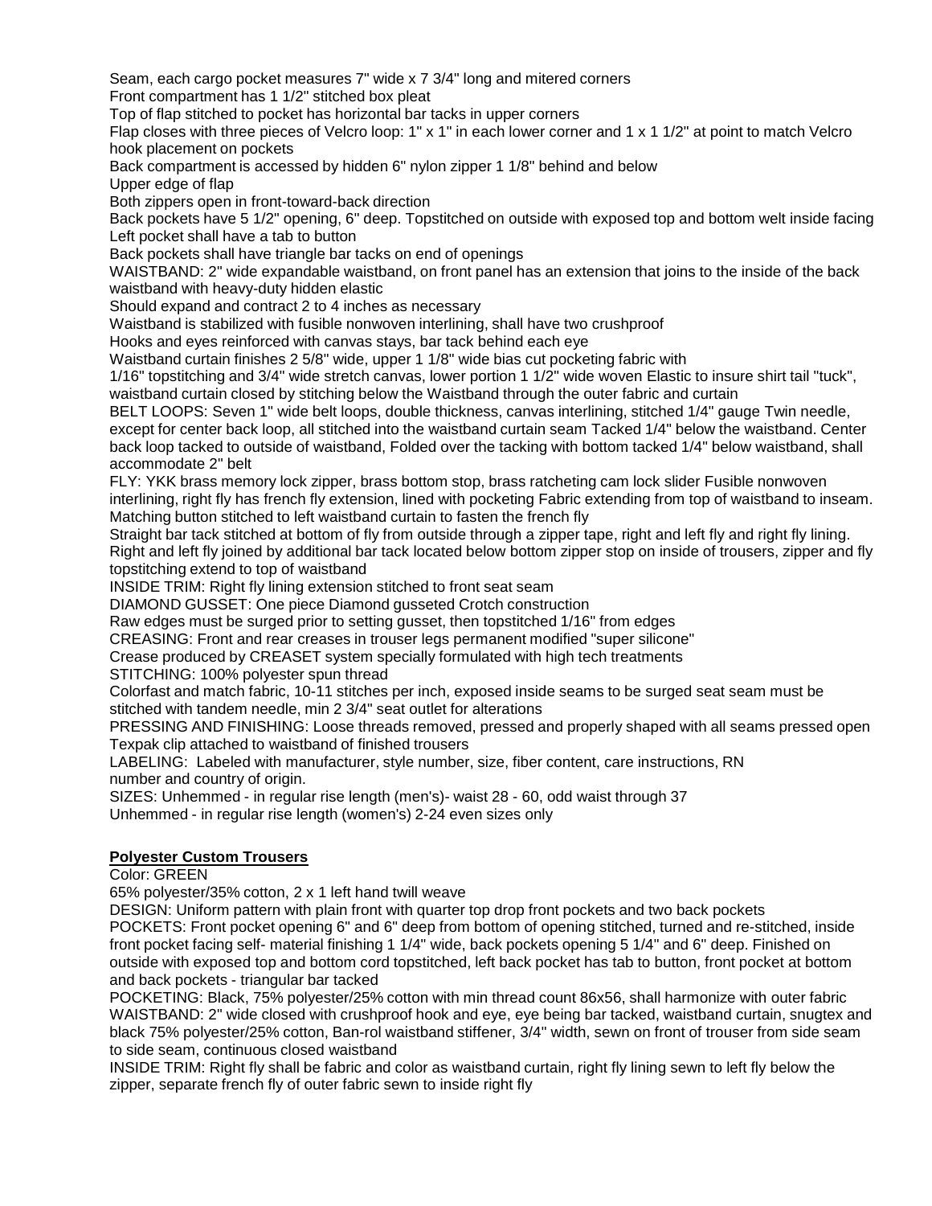Seam, each cargo pocket measures 7" wide x 7 3/4" long and mitered corners
Front compartment has 1 1/2" stitched box pleat
Top of flap stitched to pocket has horizontal bar tacks in upper corners
Flap closes with three pieces of Velcro loop: 1" x 1" in each lower corner and 1 x 1 1/2" at point to match Velcro hook placement on pockets
Back compartment is accessed by hidden 6" nylon zipper 1 1/8" behind and below
Upper edge of flap
Both zippers open in front-toward-back direction
Back pockets have 5 1/2" opening, 6" deep. Topstitched on outside with exposed top and bottom welt inside facing
Left pocket shall have a tab to button
Back pockets shall have triangle bar tacks on end of openings
WAISTBAND: 2" wide expandable waistband, on front panel has an extension that joins to the inside of the back waistband with heavy-duty hidden elastic
Should expand and contract 2 to 4 inches as necessary
Waistband is stabilized with fusible nonwoven interlining, shall have two crushproof
Hooks and eyes reinforced with canvas stays, bar tack behind each eye
Waistband curtain finishes 2 5/8" wide, upper 1 1/8" wide bias cut pocketing fabric with 1/16" topstitching and 3/4" wide stretch canvas, lower portion 1 1/2" wide woven Elastic to insure shirt tail "tuck", waistband curtain closed by stitching below the Waistband through the outer fabric and curtain
BELT LOOPS: Seven 1" wide belt loops, double thickness, canvas interlining, stitched 1/4" gauge Twin needle, except for center back loop, all stitched into the waistband curtain seam Tacked 1/4" below the waistband. Center back loop tacked to outside of waistband, Folded over the tacking with bottom tacked 1/4" below waistband, shall accommodate 2" belt
FLY: YKK brass memory lock zipper, brass bottom stop, brass ratcheting cam lock slider Fusible nonwoven interlining, right fly has french fly extension, lined with pocketing Fabric extending from top of waistband to inseam. Matching button stitched to left waistband curtain to fasten the french fly
Straight bar tack stitched at bottom of fly from outside through a zipper tape, right and left fly and right fly lining. Right and left fly joined by additional bar tack located below bottom zipper stop on inside of trousers, zipper and fly topstitching extend to top of waistband
INSIDE TRIM: Right fly lining extension stitched to front seat seam
DIAMOND GUSSET: One piece Diamond gusseted Crotch construction
Raw edges must be surged prior to setting gusset, then topstitched 1/16" from edges
CREASING: Front and rear creases in trouser legs permanent modified "super silicone"
Crease produced by CREASET system specially formulated with high tech treatments
STITCHING: 100% polyester spun thread
Colorfast and match fabric, 10-11 stitches per inch, exposed inside seams to be surged seat seam must be stitched with tandem needle, min 2 3/4" seat outlet for alterations
PRESSING AND FINISHING: Loose threads removed, pressed and properly shaped with all seams pressed open
Texpak clip attached to waistband of finished trousers
LABELING: Labeled with manufacturer, style number, size, fiber content, care instructions, RN number and country of origin.
SIZES: Unhemmed - in regular rise length (men's)- waist 28 - 60, odd waist through 37
Unhemmed - in regular rise length (women's) 2-24 even sizes only

**Polyester Custom Trousers**

Color: GREEN
65% polyester/35% cotton, 2 x 1 left hand twill weave
DESIGN: Uniform pattern with plain front with quarter top drop front pockets and two back pockets
POCKETS: Front pocket opening 6" and 6" deep from bottom of opening stitched, turned and re-stitched, inside front pocket facing self- material finishing 1 1/4" wide, back pockets opening 5 1/4" and 6" deep. Finished on outside with exposed top and bottom cord topstitched, left back pocket has tab to button, front pocket at bottom and back pockets - triangular bar tacked
POCKETING: Black, 75% polyester/25% cotton with min thread count 86x56, shall harmonize with outer fabric
WAISTBAND: 2" wide closed with crushproof hook and eye, eye being bar tacked, waistband curtain, snugtex and black 75% polyester/25% cotton, Ban-rol waistband stiffener, 3/4" width, sewn on front of trouser from side seam to side seam, continuous closed waistband
INSIDE TRIM: Right fly shall be fabric and color as waistband curtain, right fly lining sewn to left fly below the zipper, separate french fly of outer fabric sewn to inside right fly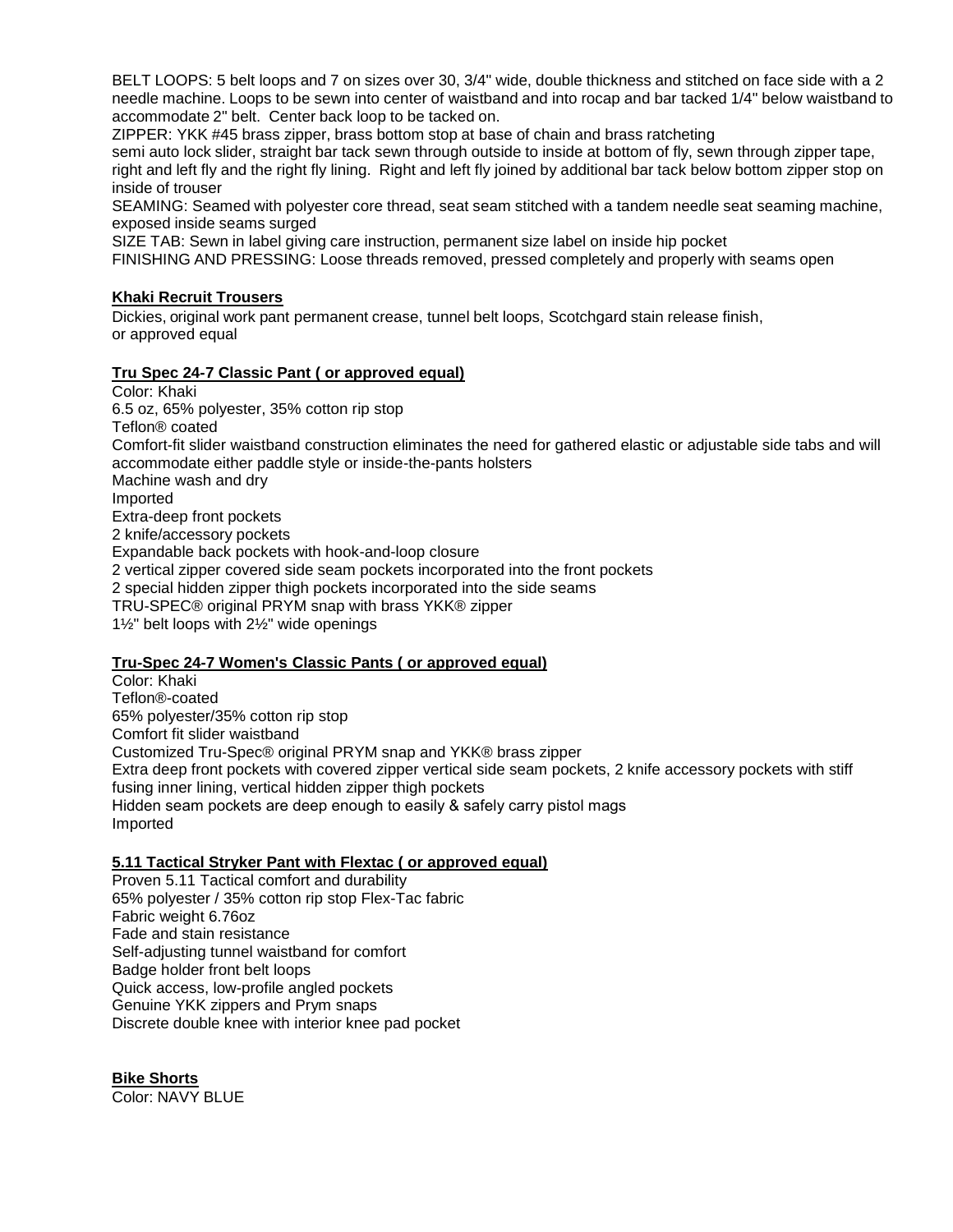BELT LOOPS: 5 belt loops and 7 on sizes over 30, 3/4" wide, double thickness and stitched on face side with a 2 needle machine. Loops to be sewn into center of waistband and into rocap and bar tacked 1/4" below waistband to accommodate 2" belt. Center back loop to be tacked on.

ZIPPER: YKK #45 brass zipper, brass bottom stop at base of chain and brass ratcheting semi auto lock slider, straight bar tack sewn through outside to inside at bottom of fly, sewn through zipper tape, right and left fly and the right fly lining. Right and left fly joined by additional bar tack below bottom zipper stop on inside of trouser

SEAMING: Seamed with polyester core thread, seat seam stitched with a tandem needle seat seaming machine, exposed inside seams surged

SIZE TAB: Sewn in label giving care instruction, permanent size label on inside hip pocket

FINISHING AND PRESSING: Loose threads removed, pressed completely and properly with seams open

**Khaki Recruit Trousers**

Dickies, original work pant permanent crease, tunnel belt loops, Scotchgard stain release finish, or approved equal

**Tru Spec 24-7 Classic Pant ( or approved equal)**

Color: Khaki
6.5 oz, 65% polyester, 35% cotton rip stop
Teflon® coated
Comfort-fit slider waistband construction eliminates the need for gathered elastic or adjustable side tabs and will accommodate either paddle style or inside-the-pants holsters
Machine wash and dry
Imported
Extra-deep front pockets
2 knife/accessory pockets
Expandable back pockets with hook-and-loop closure
2 vertical zipper covered side seam pockets incorporated into the front pockets
2 special hidden zipper thigh pockets incorporated into the side seams
TRU-SPEC® original PRYM snap with brass YKK® zipper
1½" belt loops with 2½" wide openings

**Tru-Spec 24-7 Women's Classic Pants ( or approved equal)**

Color: Khaki
Teflon®-coated
65% polyester/35% cotton rip stop
Comfort fit slider waistband
Customized Tru-Spec® original PRYM snap and YKK® brass zipper
Extra deep front pockets with covered zipper vertical side seam pockets, 2 knife accessory pockets with stiff fusing inner lining, vertical hidden zipper thigh pockets
Hidden seam pockets are deep enough to easily & safely carry pistol mags
Imported

**5.11 Tactical Stryker Pant with Flextac ( or approved equal)**

Proven 5.11 Tactical comfort and durability
65% polyester / 35% cotton rip stop Flex-Tac fabric
Fabric weight 6.76oz
Fade and stain resistance
Self-adjusting tunnel waistband for comfort
Badge holder front belt loops
Quick access, low-profile angled pockets
Genuine YKK zippers and Prym snaps
Discrete double knee with interior knee pad pocket

**Bike Shorts**

Color: NAVY BLUE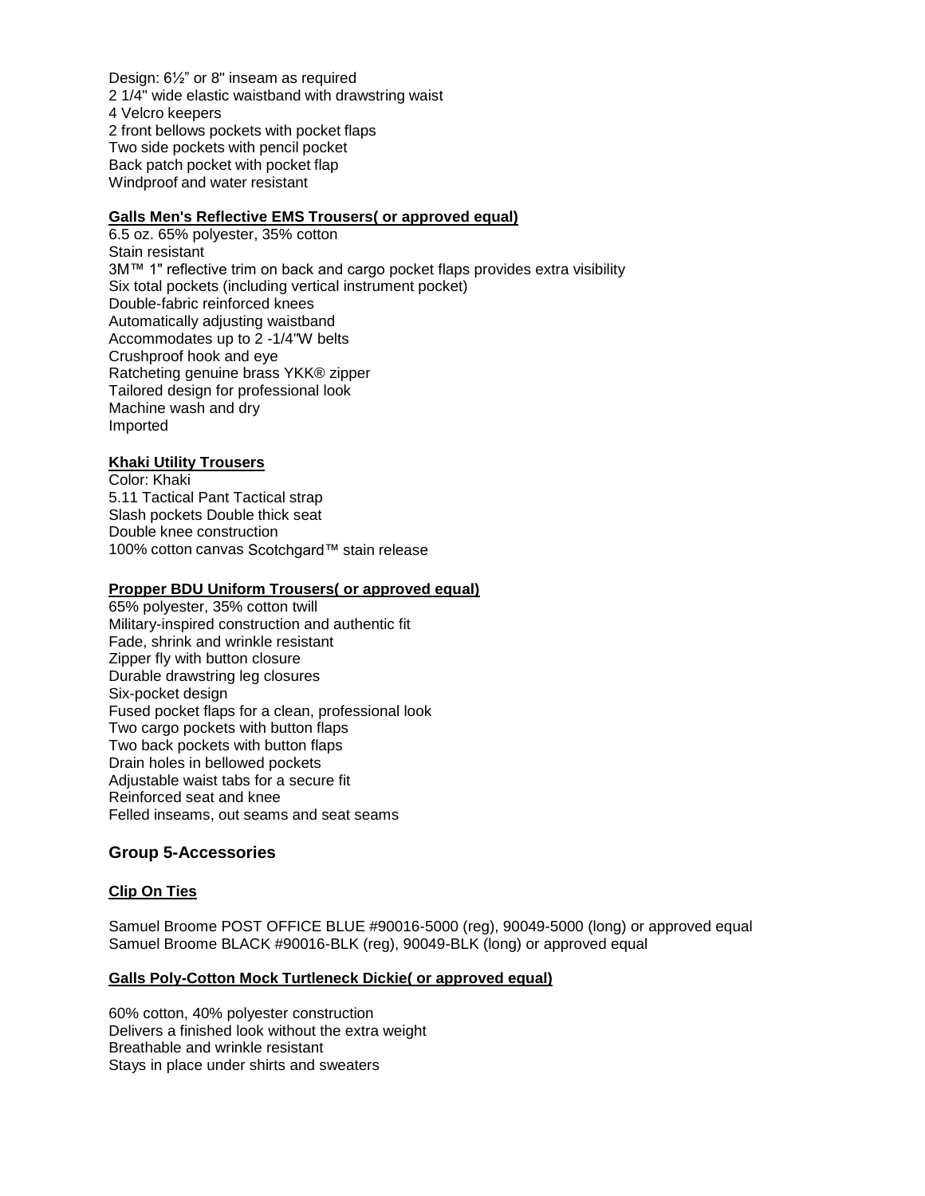Design: 6½" or 8" inseam as required
2 1/4" wide elastic waistband with drawstring waist
4 Velcro keepers
2 front bellows pockets with pocket flaps
Two side pockets with pencil pocket
Back patch pocket with pocket flap
Windproof and water resistant

**Galls Men's Reflective EMS Trousers( or approved equal)**

6.5 oz. 65% polyester, 35% cotton
Stain resistant
3M™ 1" reflective trim on back and cargo pocket flaps provides extra visibility
Six total pockets (including vertical instrument pocket)
Double-fabric reinforced knees
Automatically adjusting waistband
Accommodates up to 2 -1/4"W belts
Crushproof hook and eye
Ratcheting genuine brass YKK® zipper
Tailored design for professional look
Machine wash and dry
Imported

**Khaki Utility Trousers**

Color: Khaki
5.11 Tactical Pant Tactical strap
Slash pockets Double thick seat
Double knee construction
100% cotton canvas Scotchgard™ stain release

**Propper BDU Uniform Trousers( or approved equal)**

65% polyester, 35% cotton twill
Military-inspired construction and authentic fit
Fade, shrink and wrinkle resistant
Zipper fly with button closure
Durable drawstring leg closures
Six-pocket design
Fused pocket flaps for a clean, professional look
Two cargo pockets with button flaps
Two back pockets with button flaps
Drain holes in bellowed pockets
Adjustable waist tabs for a secure fit
Reinforced seat and knee
Felled inseams, out seams and seat seams

## Group 5-Accessories

**Clip On Ties**

Samuel Broome POST OFFICE BLUE #90016-5000 (reg), 90049-5000 (long) or approved equal
Samuel Broome BLACK #90016-BLK (reg), 90049-BLK (long) or approved equal

**Galls Poly-Cotton Mock Turtleneck Dickie( or approved equal)**

60% cotton, 40% polyester construction
Delivers a finished look without the extra weight
Breathable and wrinkle resistant
Stays in place under shirts and sweaters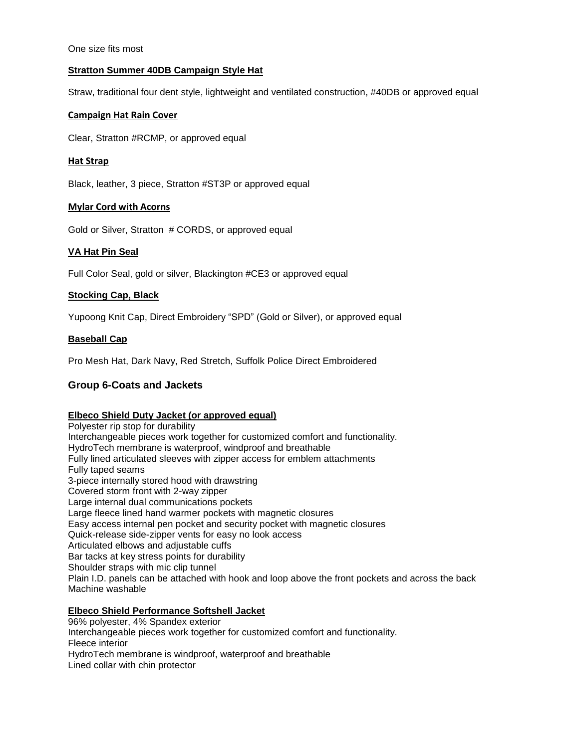One size fits most

**Stratton Summer 40DB Campaign Style Hat**

Straw, traditional four dent style, lightweight and ventilated construction, #40DB or approved equal

**Campaign Hat Rain Cover**

Clear, Stratton #RCMP, or approved equal

**Hat Strap**

Black, leather, 3 piece, Stratton #ST3P or approved equal

**Mylar Cord with Acorns**

Gold or Silver, Stratton # CORDS, or approved equal

**VA Hat Pin Seal**

Full Color Seal, gold or silver, Blackington #CE3 or approved equal

**Stocking Cap, Black**

Yupoong Knit Cap, Direct Embroidery "SPD" (Gold or Silver), or approved equal

**Baseball Cap**

Pro Mesh Hat, Dark Navy, Red Stretch, Suffolk Police Direct Embroidered

## Group 6-Coats and Jackets

**Elbeco Shield Duty Jacket (or approved equal)**

Polyester rip stop for durability
Interchangeable pieces work together for customized comfort and functionality.
HydroTech membrane is waterproof, windproof and breathable
Fully lined articulated sleeves with zipper access for emblem attachments
Fully taped seams
3-piece internally stored hood with drawstring
Covered storm front with 2-way zipper
Large internal dual communications pockets
Large fleece lined hand warmer pockets with magnetic closures
Easy access internal pen pocket and security pocket with magnetic closures
Quick-release side-zipper vents for easy no look access
Articulated elbows and adjustable cuffs
Bar tacks at key stress points for durability
Shoulder straps with mic clip tunnel
Plain I.D. panels can be attached with hook and loop above the front pockets and across the back
Machine washable

**Elbeco Shield Performance Softshell Jacket**

96% polyester, 4% Spandex exterior
Interchangeable pieces work together for customized comfort and functionality.
Fleece interior
HydroTech membrane is windproof, waterproof and breathable
Lined collar with chin protector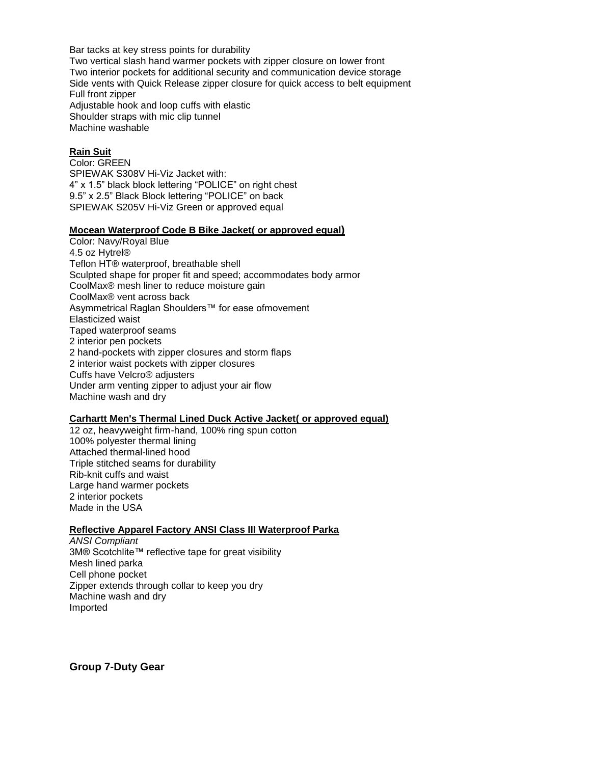Bar tacks at key stress points for durability
Two vertical slash hand warmer pockets with zipper closure on lower front
Two interior pockets for additional security and communication device storage
Side vents with Quick Release zipper closure for quick access to belt equipment
Full front zipper
Adjustable hook and loop cuffs with elastic
Shoulder straps with mic clip tunnel
Machine washable

**Rain Suit**

Color: GREEN
SPIEWAK S308V Hi-Viz Jacket with:
4" x 1.5" black block lettering "POLICE" on right chest
9.5" x 2.5" Black Block lettering "POLICE" on back
SPIEWAK S205V Hi-Viz Green or approved equal

**Mocean Waterproof Code B Bike Jacket( or approved equal)**

Color: Navy/Royal Blue
4.5 oz Hytrel®
Teflon HT® waterproof, breathable shell
Sculpted shape for proper fit and speed; accommodates body armor
CoolMax® mesh liner to reduce moisture gain
CoolMax® vent across back
Asymmetrical Raglan Shoulders™ for ease ofmovement
Elasticized waist
Taped waterproof seams
2 interior pen pockets
2 hand-pockets with zipper closures and storm flaps
2 interior waist pockets with zipper closures
Cuffs have Velcro® adjusters
Under arm venting zipper to adjust your air flow
Machine wash and dry

**Carhartt Men's Thermal Lined Duck Active Jacket( or approved equal)**

12 oz, heavyweight firm-hand, 100% ring spun cotton
100% polyester thermal lining
Attached thermal-lined hood
Triple stitched seams for durability
Rib-knit cuffs and waist
Large hand warmer pockets
2 interior pockets
Made in the USA

**Reflective Apparel Factory ANSI Class III Waterproof Parka**

*ANSI Compliant*
3M® Scotchlite™ reflective tape for great visibility
Mesh lined parka
Cell phone pocket
Zipper extends through collar to keep you dry
Machine wash and dry
Imported

## Group 7-Duty Gear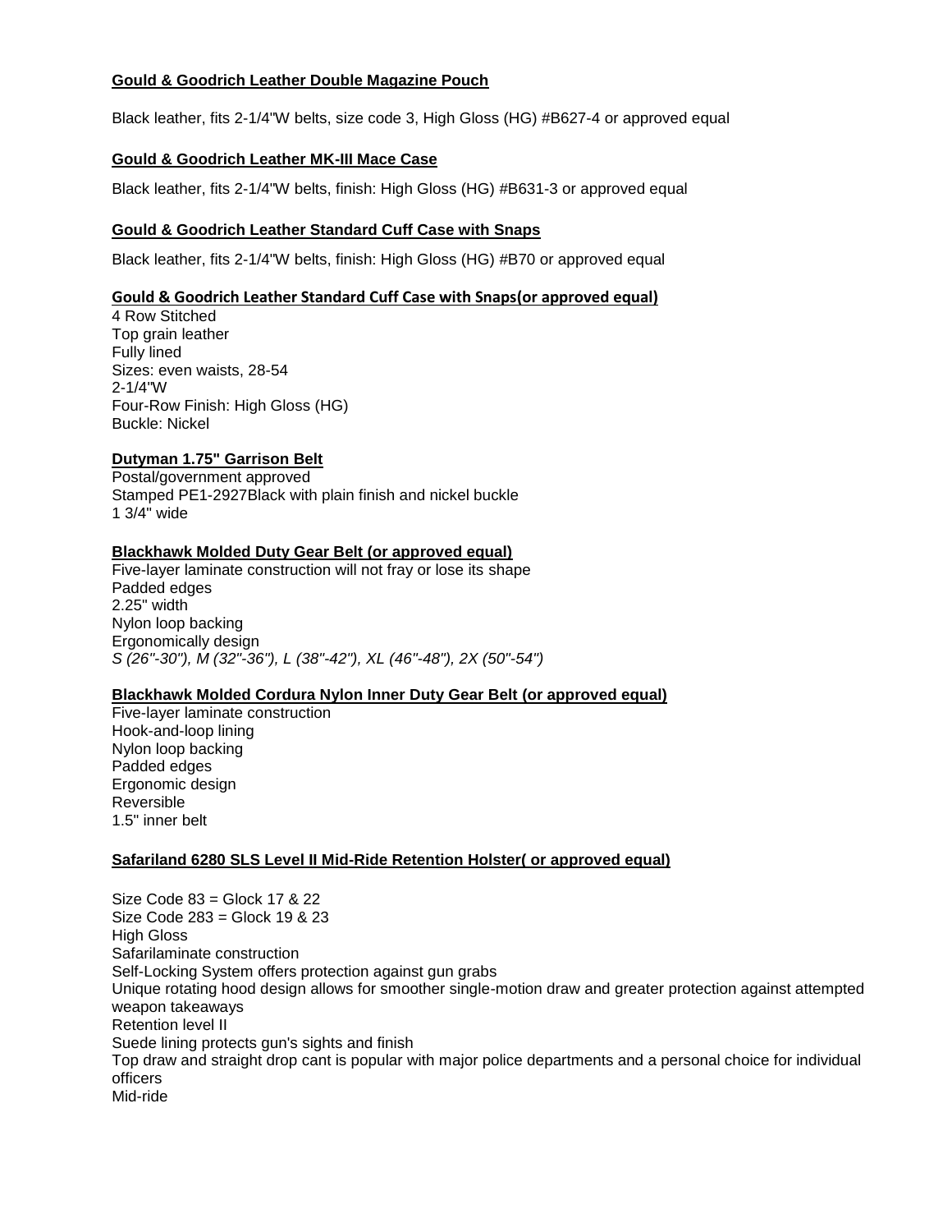**Gould & Goodrich Leather Double Magazine Pouch**

Black leather, fits 2-1/4"W belts, size code 3, High Gloss (HG) #B627-4 or approved equal

**Gould & Goodrich Leather MK-III Mace Case**

Black leather, fits 2-1/4"W belts, finish: High Gloss (HG) #B631-3 or approved equal

**Gould & Goodrich Leather Standard Cuff Case with Snaps**

Black leather, fits 2-1/4"W belts, finish: High Gloss (HG) #B70 or approved equal

**Gould & Goodrich Leather Standard Cuff Case with Snaps(or approved equal)**

4 Row Stitched
Top grain leather
Fully lined
Sizes: even waists, 28-54
2-1/4"W
Four-Row Finish: High Gloss (HG)
Buckle: Nickel

**Dutyman 1.75" Garrison Belt**

Postal/government approved
Stamped PE1-2927Black with plain finish and nickel buckle
1 3/4" wide

**Blackhawk Molded Duty Gear Belt (or approved equal)**

Five-layer laminate construction will not fray or lose its shape
Padded edges
2.25" width
Nylon loop backing
Ergonomically design
*S (26"-30"), M (32"-36"), L (38"-42"), XL (46"-48"), 2X (50"-54")*

**Blackhawk Molded Cordura Nylon Inner Duty Gear Belt (or approved equal)**

Five-layer laminate construction
Hook-and-loop lining
Nylon loop backing
Padded edges
Ergonomic design
Reversible
1.5" inner belt

**Safariland 6280 SLS Level II Mid-Ride Retention Holster( or approved equal)**

Size Code 83 = Glock 17 & 22
Size Code 283 = Glock 19 & 23
High Gloss
Safarilaminate construction
Self-Locking System offers protection against gun grabs
Unique rotating hood design allows for smoother single-motion draw and greater protection against attempted weapon takeaways
Retention level II
Suede lining protects gun's sights and finish
Top draw and straight drop cant is popular with major police departments and a personal choice for individual officers
Mid-ride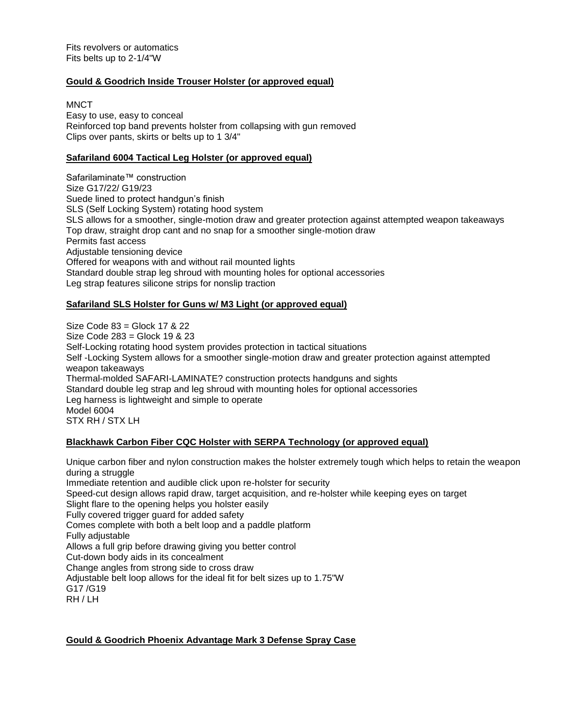Fits revolvers or automatics
Fits belts up to 2-1/4"W

**Gould & Goodrich Inside Trouser Holster (or approved equal)**

MNCT
Easy to use, easy to conceal
Reinforced top band prevents holster from collapsing with gun removed
Clips over pants, skirts or belts up to 1 3/4"

**Safariland 6004 Tactical Leg Holster (or approved equal)**

Safarilaminate™ construction
Size G17/22/ G19/23
Suede lined to protect handgun's finish
SLS (Self Locking System) rotating hood system
SLS allows for a smoother, single-motion draw and greater protection against attempted weapon takeaways
Top draw, straight drop cant and no snap for a smoother single-motion draw
Permits fast access
Adjustable tensioning device
Offered for weapons with and without rail mounted lights
Standard double strap leg shroud with mounting holes for optional accessories
Leg strap features silicone strips for nonslip traction

**Safariland SLS Holster for Guns w/ M3 Light (or approved equal)**

Size Code 83 = Glock 17 & 22
Size Code 283 = Glock 19 & 23
Self-Locking rotating hood system provides protection in tactical situations
Self -Locking System allows for a smoother single-motion draw and greater protection against attempted weapon takeaways
Thermal-molded SAFARI-LAMINATE? construction protects handguns and sights
Standard double leg strap and leg shroud with mounting holes for optional accessories
Leg harness is lightweight and simple to operate
Model 6004
STX RH / STX LH

**Blackhawk Carbon Fiber CQC Holster with SERPA Technology (or approved equal)**

Unique carbon fiber and nylon construction makes the holster extremely tough which helps to retain the weapon during a struggle
Immediate retention and audible click upon re-holster for security
Speed-cut design allows rapid draw, target acquisition, and re-holster while keeping eyes on target
Slight flare to the opening helps you holster easily
Fully covered trigger guard for added safety
Comes complete with both a belt loop and a paddle platform
Fully adjustable
Allows a full grip before drawing giving you better control
Cut-down body aids in its concealment
Change angles from strong side to cross draw
Adjustable belt loop allows for the ideal fit for belt sizes up to 1.75"W
G17 /G19
RH / LH

**Gould & Goodrich Phoenix Advantage Mark 3 Defense Spray Case**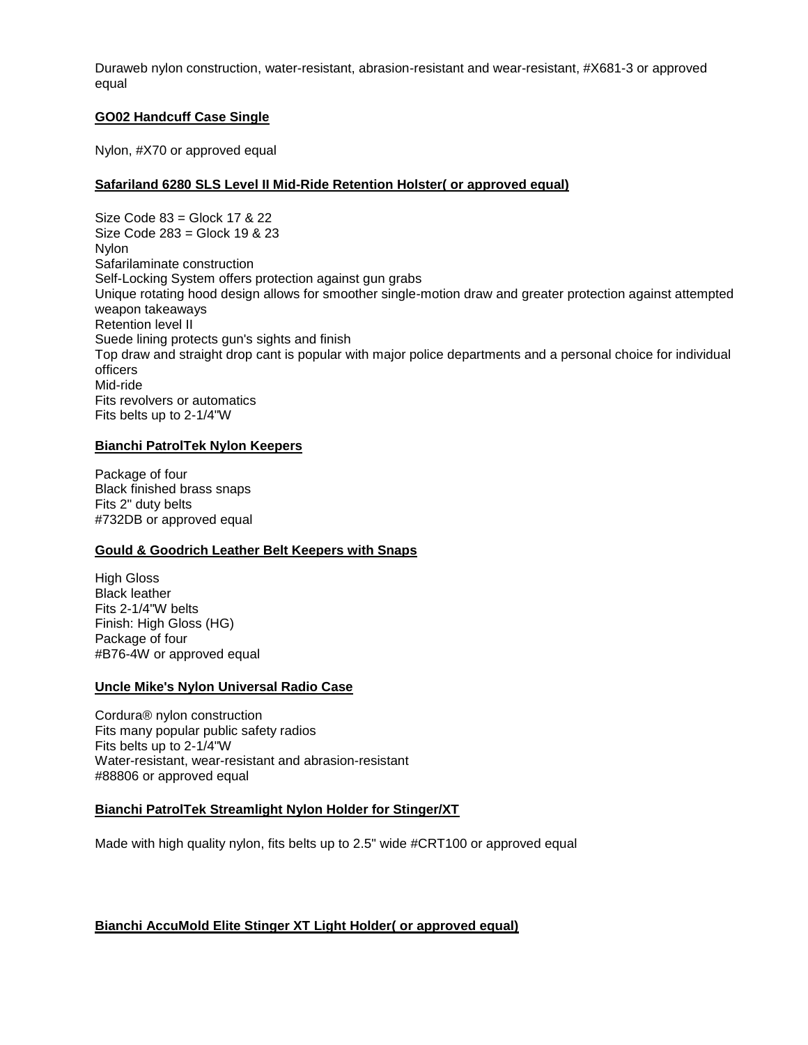Duraweb nylon construction, water-resistant, abrasion-resistant and wear-resistant, #X681-3 or approved equal

**GO02 Handcuff Case Single**

Nylon, #X70 or approved equal

**Safariland 6280 SLS Level II Mid-Ride Retention Holster( or approved equal)**

Size Code 83 = Glock 17 & 22
Size Code 283 = Glock 19 & 23
Nylon
Safarilaminate construction
Self-Locking System offers protection against gun grabs
Unique rotating hood design allows for smoother single-motion draw and greater protection against attempted weapon takeaways
Retention level II
Suede lining protects gun's sights and finish
Top draw and straight drop cant is popular with major police departments and a personal choice for individual officers
Mid-ride
Fits revolvers or automatics
Fits belts up to 2-1/4"W

**Bianchi PatrolTek Nylon Keepers**

Package of four
Black finished brass snaps
Fits 2" duty belts
#732DB or approved equal

**Gould & Goodrich Leather Belt Keepers with Snaps**

High Gloss
Black leather
Fits 2-1/4"W belts
Finish: High Gloss (HG)
Package of four
#B76-4W or approved equal

**Uncle Mike's Nylon Universal Radio Case**

Cordura® nylon construction
Fits many popular public safety radios
Fits belts up to 2-1/4"W
Water-resistant, wear-resistant and abrasion-resistant
#88806 or approved equal

**Bianchi PatrolTek Streamlight Nylon Holder for Stinger/XT**

Made with high quality nylon, fits belts up to 2.5" wide #CRT100 or approved equal

**Bianchi AccuMold Elite Stinger XT Light Holder( or approved equal)**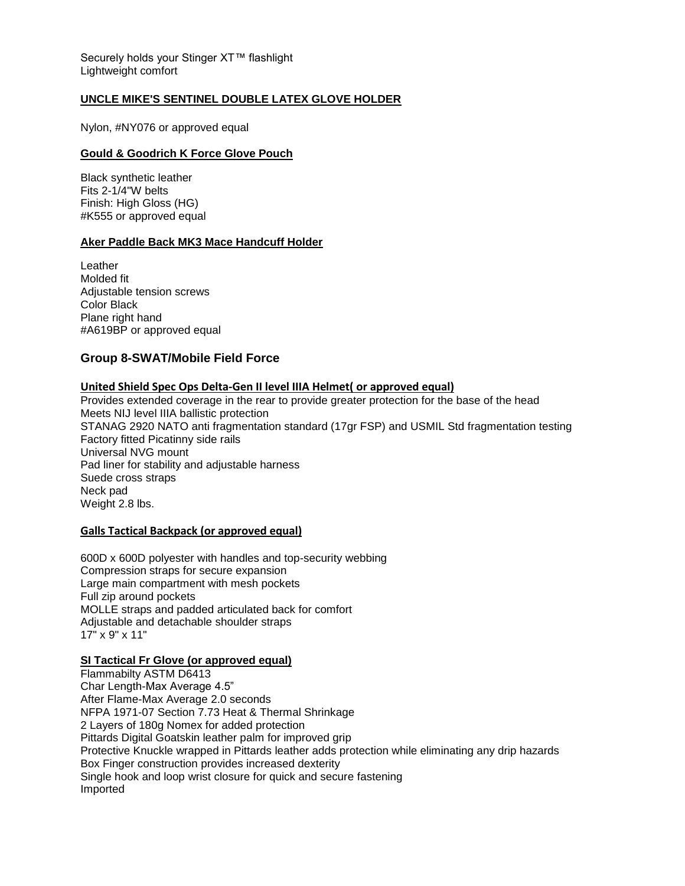Securely holds your Stinger XT™ flashlight
Lightweight comfort

**UNCLE MIKE'S SENTINEL DOUBLE LATEX GLOVE HOLDER**

Nylon, #NY076 or approved equal

**Gould & Goodrich K Force Glove Pouch**

Black synthetic leather
Fits 2-1/4"W belts
Finish: High Gloss (HG)
#K555 or approved equal

**Aker Paddle Back MK3 Mace Handcuff Holder**

Leather
Molded fit
Adjustable tension screws
Color Black
Plane right hand
#A619BP or approved equal

## Group 8-SWAT/Mobile Field Force

**United Shield Spec Ops Delta-Gen II level IIIA Helmet( or approved equal)**

Provides extended coverage in the rear to provide greater protection for the base of the head
Meets NIJ level IIIA ballistic protection
STANAG 2920 NATO anti fragmentation standard (17gr FSP) and USMIL Std fragmentation testing
Factory fitted Picatinny side rails
Universal NVG mount
Pad liner for stability and adjustable harness
Suede cross straps
Neck pad
Weight 2.8 lbs.

**Galls Tactical Backpack (or approved equal)**

600D x 600D polyester with handles and top-security webbing
Compression straps for secure expansion
Large main compartment with mesh pockets
Full zip around pockets
MOLLE straps and padded articulated back for comfort
Adjustable and detachable shoulder straps
17" x 9" x 11"

**SI Tactical Fr Glove (or approved equal)**

Flammabilty ASTM D6413
Char Length-Max Average 4.5"
After Flame-Max Average 2.0 seconds
NFPA 1971-07 Section 7.73 Heat & Thermal Shrinkage
2 Layers of 180g Nomex for added protection
Pittards Digital Goatskin leather palm for improved grip
Protective Knuckle wrapped in Pittards leather adds protection while eliminating any drip hazards
Box Finger construction provides increased dexterity
Single hook and loop wrist closure for quick and secure fastening
Imported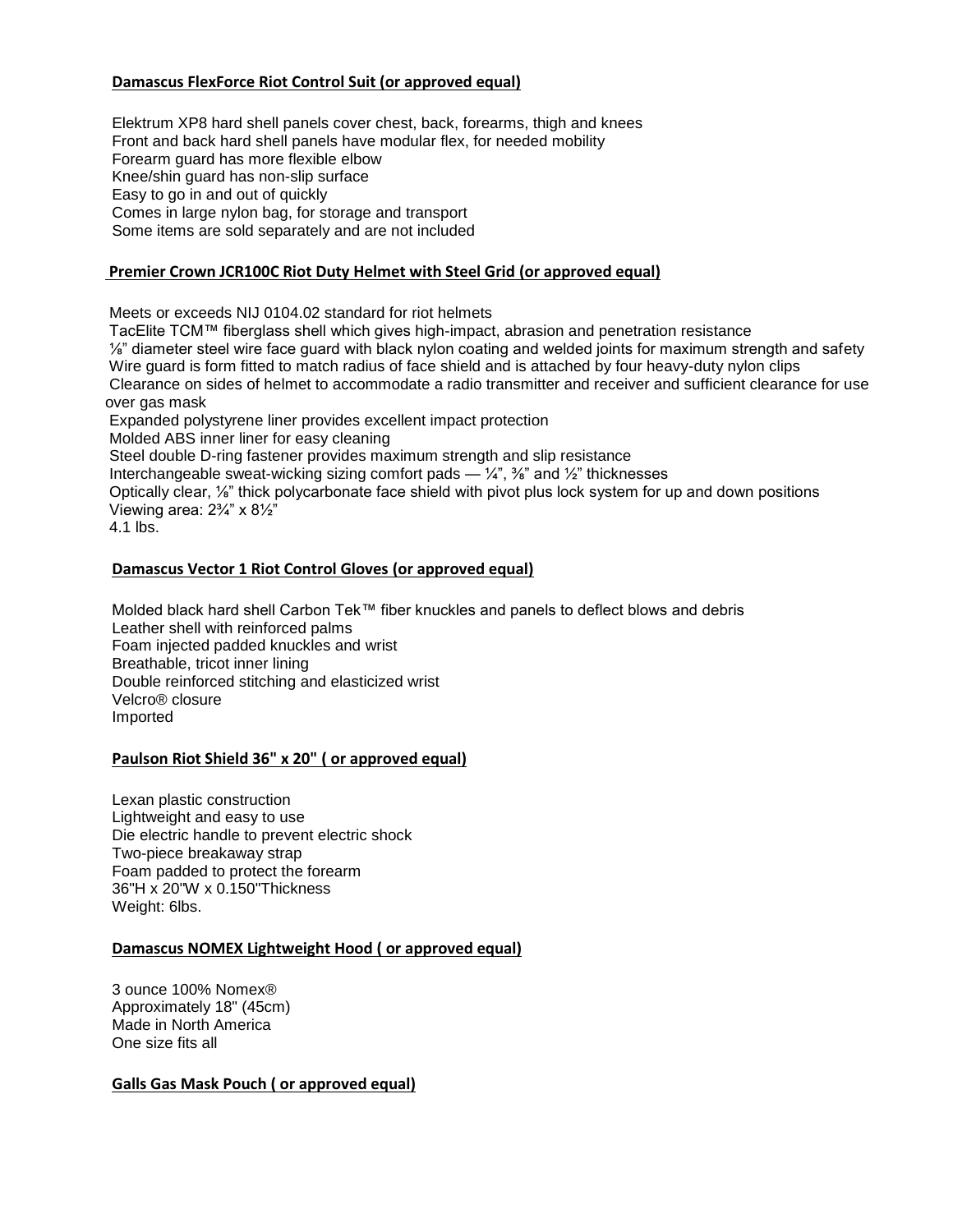**Damascus FlexForce Riot Control Suit (or approved equal)**

Elektrum XP8 hard shell panels cover chest, back, forearms, thigh and knees
Front and back hard shell panels have modular flex, for needed mobility
Forearm guard has more flexible elbow
Knee/shin guard has non-slip surface
Easy to go in and out of quickly
Comes in large nylon bag, for storage and transport
Some items are sold separately and are not included

**Premier Crown JCR100C Riot Duty Helmet with Steel Grid (or approved equal)**

Meets or exceeds NIJ 0104.02 standard for riot helmets
TacElite TCM™ fiberglass shell which gives high-impact, abrasion and penetration resistance
⅛" diameter steel wire face guard with black nylon coating and welded joints for maximum strength and safety
Wire guard is form fitted to match radius of face shield and is attached by four heavy-duty nylon clips
Clearance on sides of helmet to accommodate a radio transmitter and receiver and sufficient clearance for use over gas mask
Expanded polystyrene liner provides excellent impact protection
Molded ABS inner liner for easy cleaning
Steel double D-ring fastener provides maximum strength and slip resistance
Interchangeable sweat-wicking sizing comfort pads — ¼", ⅜" and ½" thicknesses
Optically clear, ⅛" thick polycarbonate face shield with pivot plus lock system for up and down positions
Viewing area: 2¾" x 8½"
4.1 lbs.

**Damascus Vector 1 Riot Control Gloves (or approved equal)**

Molded black hard shell Carbon Tek™ fiber knuckles and panels to deflect blows and debris
Leather shell with reinforced palms
Foam injected padded knuckles and wrist
Breathable, tricot inner lining
Double reinforced stitching and elasticized wrist
Velcro® closure
Imported

**Paulson Riot Shield 36" x 20" ( or approved equal)**

Lexan plastic construction
Lightweight and easy to use
Die electric handle to prevent electric shock
Two-piece breakaway strap
Foam padded to protect the forearm
36"H x 20"W x 0.150"Thickness
Weight: 6lbs.

**Damascus NOMEX Lightweight Hood ( or approved equal)**

3 ounce 100% Nomex®
Approximately 18" (45cm)
Made in North America
One size fits all

**Galls Gas Mask Pouch ( or approved equal)**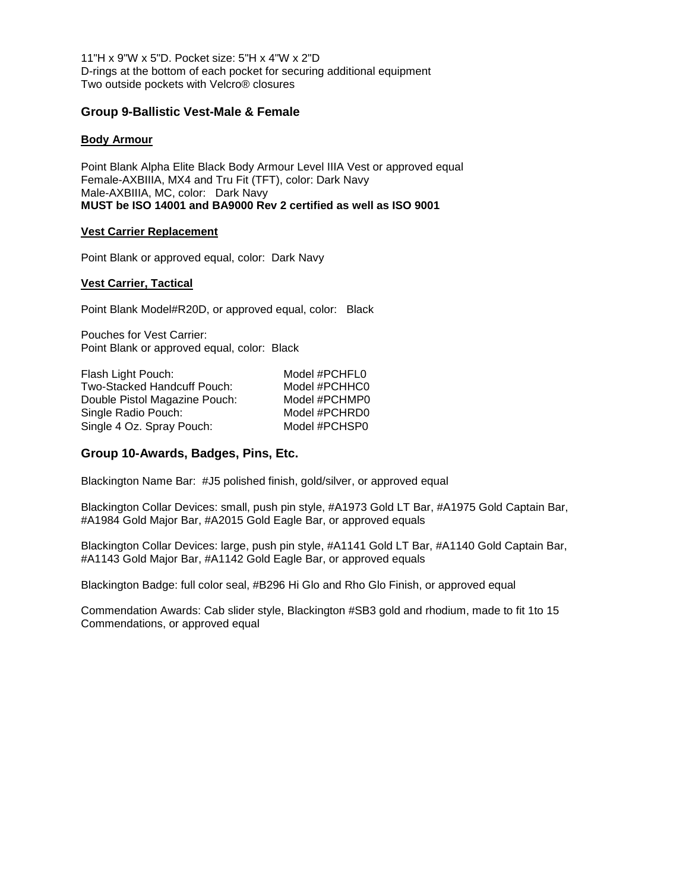11"H x 9"W x 5"D. Pocket size: 5"H x 4"W x 2"D
D-rings at the bottom of each pocket for securing additional equipment
Two outside pockets with Velcro® closures

### Group 9-Ballistic Vest-Male & Female

**Body Armour**

Point Blank Alpha Elite Black Body Armour Level IIIA Vest or approved equal
Female-AXBIIIA, MX4 and Tru Fit (TFT), color: Dark Navy
Male-AXBIIIA, MC, color: Dark Navy
**MUST be ISO 14001 and BA9000 Rev 2 certified as well as ISO 9001**

**Vest Carrier Replacement**

Point Blank or approved equal, color: Dark Navy

**Vest Carrier, Tactical**

Point Blank Model#R20D, or approved equal, color: Black

Pouches for Vest Carrier:
Point Blank or approved equal, color: Black

| | |
|---|---|
| Flash Light Pouch: | Model #PCHFL0 |
| Two-Stacked Handcuff Pouch: | Model #PCHHC0 |
| Double Pistol Magazine Pouch: | Model #PCHMP0 |
| Single Radio Pouch: | Model #PCHRD0 |
| Single 4 Oz. Spray Pouch: | Model #PCHSP0 |

### Group 10-Awards, Badges, Pins, Etc.

Blackington Name Bar: #J5 polished finish, gold/silver, or approved equal

Blackington Collar Devices: small, push pin style, #A1973 Gold LT Bar, #A1975 Gold Captain Bar, #A1984 Gold Major Bar, #A2015 Gold Eagle Bar, or approved equals

Blackington Collar Devices: large, push pin style, #A1141 Gold LT Bar, #A1140 Gold Captain Bar, #A1143 Gold Major Bar, #A1142 Gold Eagle Bar, or approved equals

Blackington Badge: full color seal, #B296 Hi Glo and Rho Glo Finish, or approved equal

Commendation Awards: Cab slider style, Blackington #SB3 gold and rhodium, made to fit 1to 15 Commendations, or approved equal